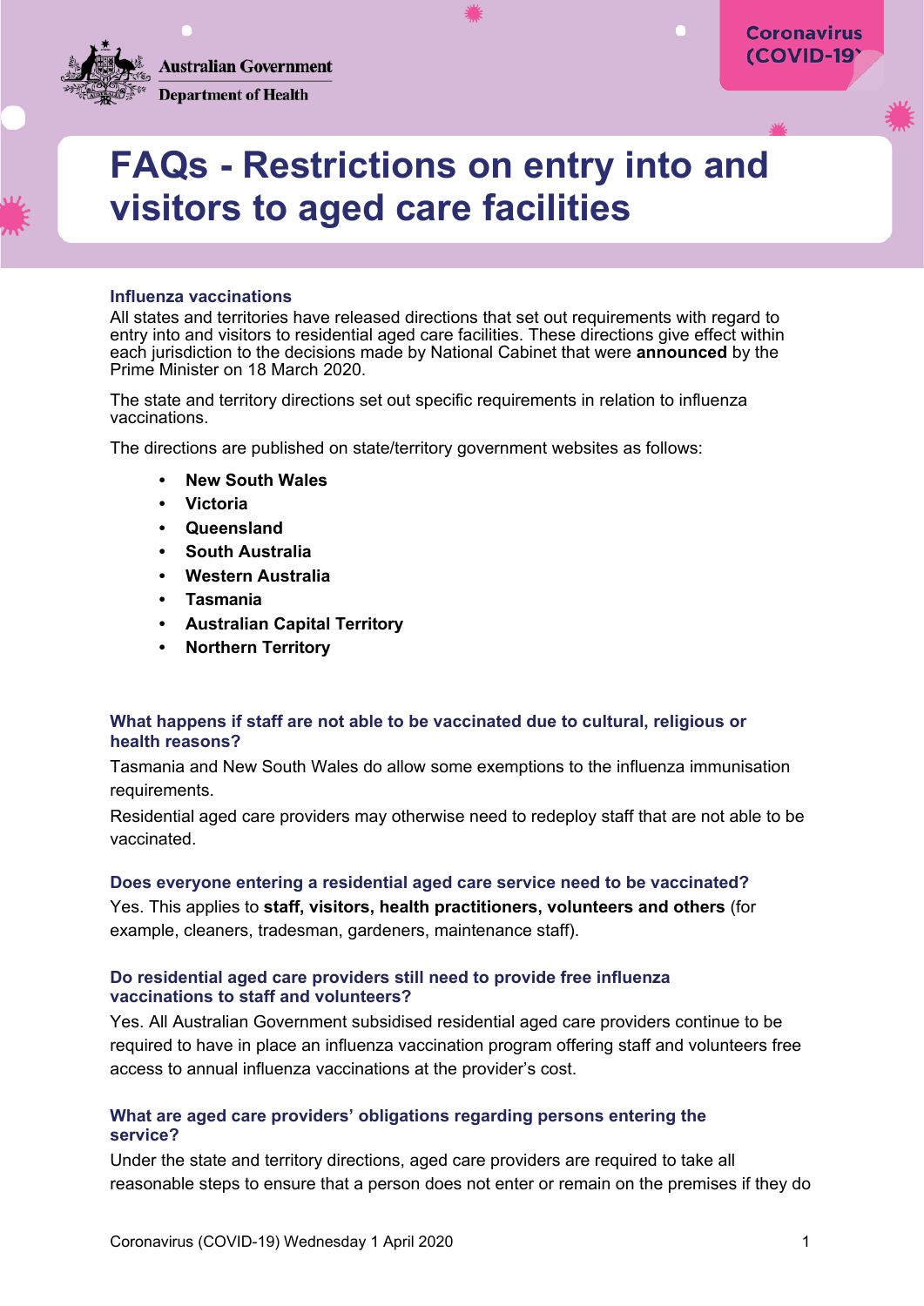# FAQs - Restrictions on entry into and visitors to aged care facilities

## Influenza vaccinations

All states and territories have released directions that set out requirements with regard to entry into and visitors to residential aged care facilities. These directions give effect within each jurisdiction to the decisions made by National Cabinet that were **announced** by the Prime Minister on 18 March 2020.

The state and territory directions set out specific requirements in relation to influenza vaccinations.

The directions are published on state/territory government websites as follows:

- **New South Wales**
- **Victoria**
- **Queensland**
- **South Australia**
- **Western Australia**
- **Tasmania**
- **Australian Capital Territory**
- **Northern Territory**

### What happens if staff are not able to be vaccinated due to cultural, religious or health reasons?

Tasmania and New South Wales do allow some exemptions to the influenza immunisation requirements.

Residential aged care providers may otherwise need to redeploy staff that are not able to be vaccinated.

### Does everyone entering a residential aged care service need to be vaccinated?

Yes. This applies to **staff, visitors, health practitioners, volunteers and others** (for example, cleaners, tradesman, gardeners, maintenance staff).

### Do residential aged care providers still need to provide free influenza vaccinations to staff and volunteers?

Yes. All Australian Government subsidised residential aged care providers continue to be required to have in place an influenza vaccination program offering staff and volunteers free access to annual influenza vaccinations at the provider's cost.

### What are aged care providers' obligations regarding persons entering the service?

Under the state and territory directions, aged care providers are required to take all reasonable steps to ensure that a person does not enter or remain on the premises if they do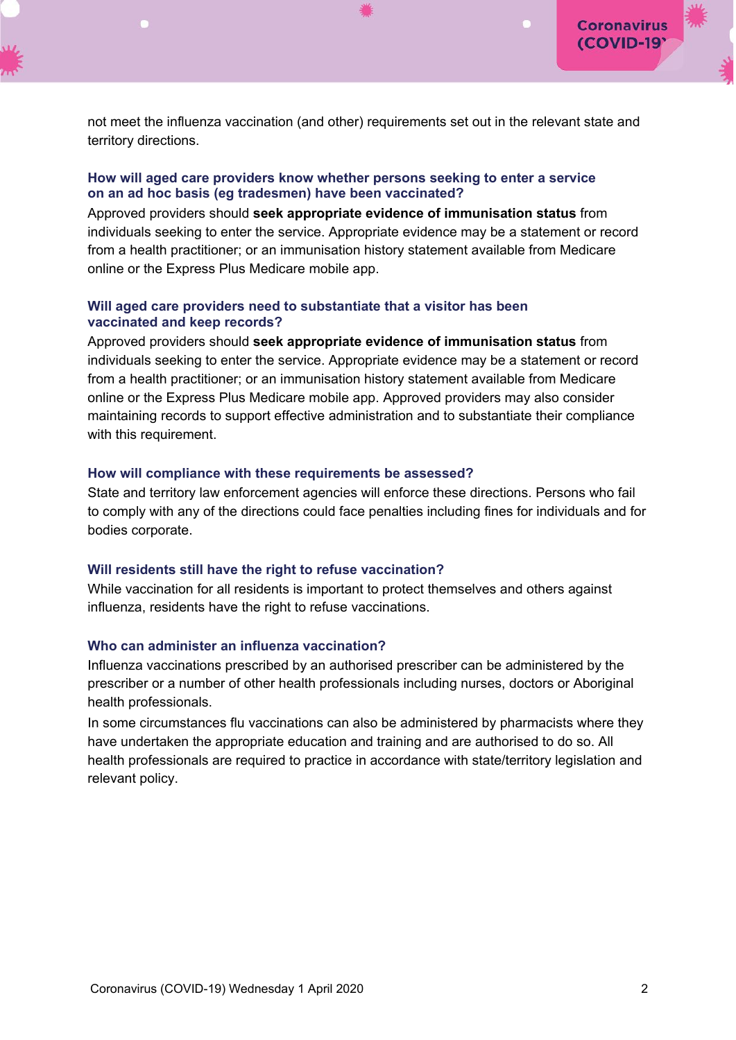not meet the influenza vaccination (and other) requirements set out in the relevant state and territory directions.

### How will aged care providers know whether persons seeking to enter a service on an ad hoc basis (eg tradesmen) have been vaccinated?

Approved providers should **seek appropriate evidence of immunisation status** from individuals seeking to enter the service. Appropriate evidence may be a statement or record from a health practitioner; or an immunisation history statement available from Medicare online or the Express Plus Medicare mobile app.

### Will aged care providers need to substantiate that a visitor has been vaccinated and keep records?

Approved providers should **seek appropriate evidence of immunisation status** from individuals seeking to enter the service. Appropriate evidence may be a statement or record from a health practitioner; or an immunisation history statement available from Medicare online or the Express Plus Medicare mobile app. Approved providers may also consider maintaining records to support effective administration and to substantiate their compliance with this requirement.

### How will compliance with these requirements be assessed?

State and territory law enforcement agencies will enforce these directions. Persons who fail to comply with any of the directions could face penalties including fines for individuals and for bodies corporate.

### Will residents still have the right to refuse vaccination?

While vaccination for all residents is important to protect themselves and others against influenza, residents have the right to refuse vaccinations.

### Who can administer an influenza vaccination?

Influenza vaccinations prescribed by an authorised prescriber can be administered by the prescriber or a number of other health professionals including nurses, doctors or Aboriginal health professionals.

In some circumstances flu vaccinations can also be administered by pharmacists where they have undertaken the appropriate education and training and are authorised to do so. All health professionals are required to practice in accordance with state/territory legislation and relevant policy.